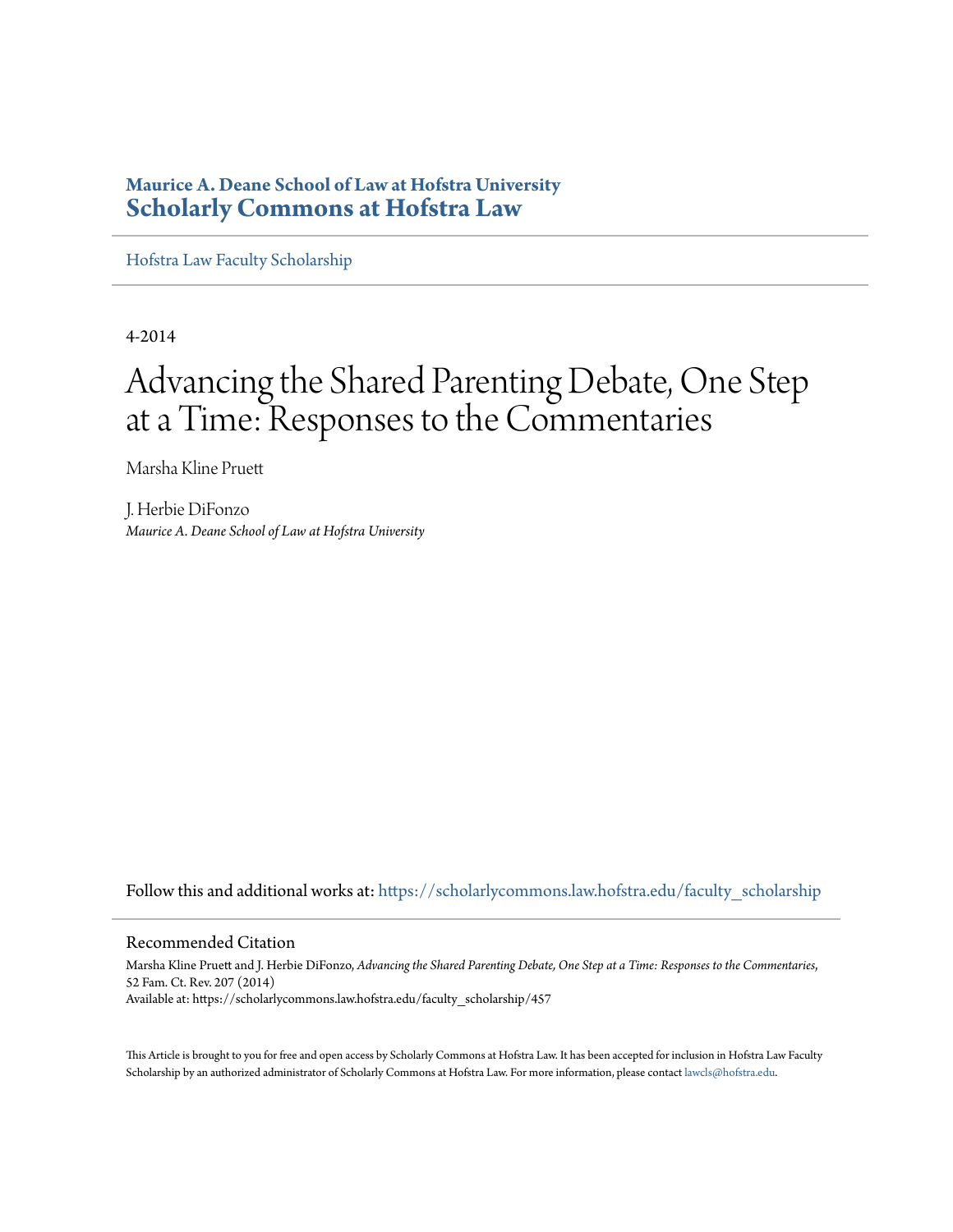**Maurice A. Deane School of Law at Hofstra University**
**Scholarly Commons at Hofstra Law**

Hofstra Law Faculty Scholarship

4-2014

# Advancing the Shared Parenting Debate, One Step at a Time: Responses to the Commentaries

Marsha Kline Pruett

J. Herbie DiFonzo
*Maurice A. Deane School of Law at Hofstra University*

Follow this and additional works at: https://scholarlycommons.law.hofstra.edu/faculty_scholarship

## Recommended Citation

Marsha Kline Pruett and J. Herbie DiFonzo, *Advancing the Shared Parenting Debate, One Step at a Time: Responses to the Commentaries*, 52 Fam. Ct. Rev. 207 (2014)
Available at: https://scholarlycommons.law.hofstra.edu/faculty_scholarship/457

This Article is brought to you for free and open access by Scholarly Commons at Hofstra Law. It has been accepted for inclusion in Hofstra Law Faculty Scholarship by an authorized administrator of Scholarly Commons at Hofstra Law. For more information, please contact lawcls@hofstra.edu.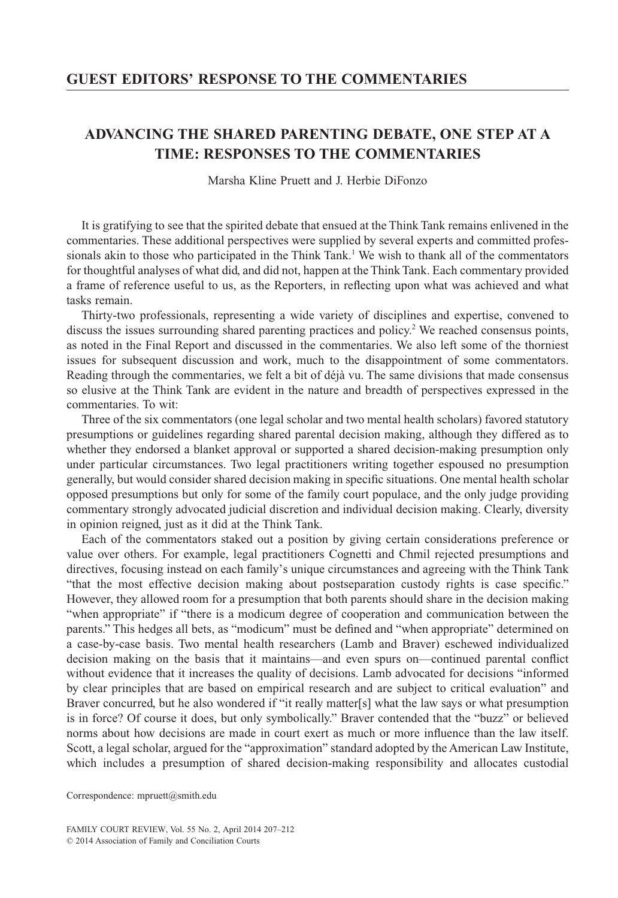## GUEST EDITORS' RESPONSE TO THE COMMENTARIES

# ADVANCING THE SHARED PARENTING DEBATE, ONE STEP AT A TIME: RESPONSES TO THE COMMENTARIES

Marsha Kline Pruett and J. Herbie DiFonzo

It is gratifying to see that the spirited debate that ensued at the Think Tank remains enlivened in the commentaries. These additional perspectives were supplied by several experts and committed professionals akin to those who participated in the Think Tank.[1] We wish to thank all of the commentators for thoughtful analyses of what did, and did not, happen at the Think Tank. Each commentary provided a frame of reference useful to us, as the Reporters, in reflecting upon what was achieved and what tasks remain.

Thirty-two professionals, representing a wide variety of disciplines and expertise, convened to discuss the issues surrounding shared parenting practices and policy.[2] We reached consensus points, as noted in the Final Report and discussed in the commentaries. We also left some of the thorniest issues for subsequent discussion and work, much to the disappointment of some commentators. Reading through the commentaries, we felt a bit of déjà vu. The same divisions that made consensus so elusive at the Think Tank are evident in the nature and breadth of perspectives expressed in the commentaries. To wit:

Three of the six commentators (one legal scholar and two mental health scholars) favored statutory presumptions or guidelines regarding shared parental decision making, although they differed as to whether they endorsed a blanket approval or supported a shared decision-making presumption only under particular circumstances. Two legal practitioners writing together espoused no presumption generally, but would consider shared decision making in specific situations. One mental health scholar opposed presumptions but only for some of the family court populace, and the only judge providing commentary strongly advocated judicial discretion and individual decision making. Clearly, diversity in opinion reigned, just as it did at the Think Tank.

Each of the commentators staked out a position by giving certain considerations preference or value over others. For example, legal practitioners Cognetti and Chmil rejected presumptions and directives, focusing instead on each family's unique circumstances and agreeing with the Think Tank "that the most effective decision making about postseparation custody rights is case specific." However, they allowed room for a presumption that both parents should share in the decision making "when appropriate" if "there is a modicum degree of cooperation and communication between the parents." This hedges all bets, as "modicum" must be defined and "when appropriate" determined on a case-by-case basis. Two mental health researchers (Lamb and Braver) eschewed individualized decision making on the basis that it maintains—and even spurs on—continued parental conflict without evidence that it increases the quality of decisions. Lamb advocated for decisions "informed by clear principles that are based on empirical research and are subject to critical evaluation" and Braver concurred, but he also wondered if "it really matter[s] what the law says or what presumption is in force? Of course it does, but only symbolically." Braver contended that the "buzz" or believed norms about how decisions are made in court exert as much or more influence than the law itself. Scott, a legal scholar, argued for the "approximation" standard adopted by the American Law Institute, which includes a presumption of shared decision-making responsibility and allocates custodial

Correspondence: mpruett@smith.edu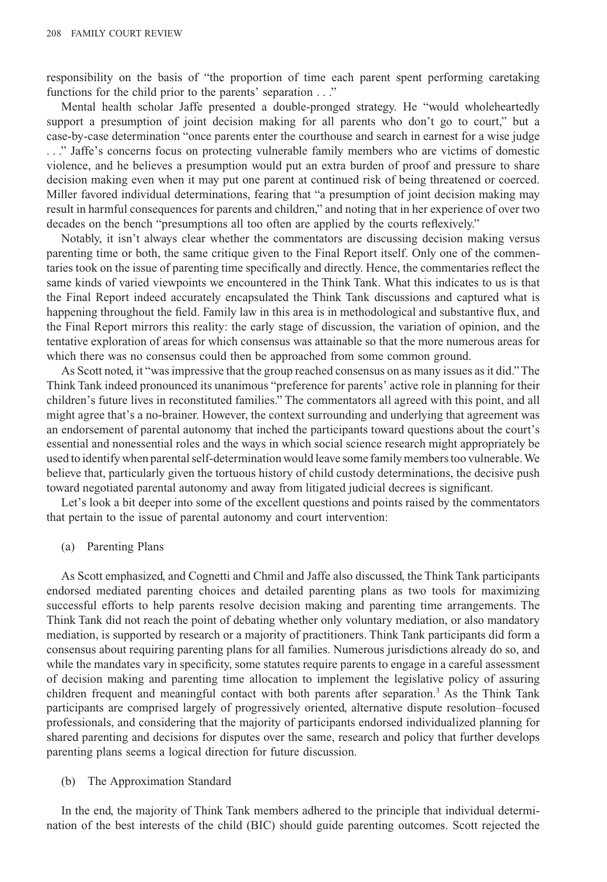responsibility on the basis of "the proportion of time each parent spent performing caretaking functions for the child prior to the parents' separation . . ."

Mental health scholar Jaffe presented a double-pronged strategy. He "would wholeheartedly support a presumption of joint decision making for all parents who don't go to court," but a case-by-case determination "once parents enter the courthouse and search in earnest for a wise judge . . ." Jaffe's concerns focus on protecting vulnerable family members who are victims of domestic violence, and he believes a presumption would put an extra burden of proof and pressure to share decision making even when it may put one parent at continued risk of being threatened or coerced. Miller favored individual determinations, fearing that "a presumption of joint decision making may result in harmful consequences for parents and children," and noting that in her experience of over two decades on the bench "presumptions all too often are applied by the courts reflexively."

Notably, it isn't always clear whether the commentators are discussing decision making versus parenting time or both, the same critique given to the Final Report itself. Only one of the commentaries took on the issue of parenting time specifically and directly. Hence, the commentaries reflect the same kinds of varied viewpoints we encountered in the Think Tank. What this indicates to us is that the Final Report indeed accurately encapsulated the Think Tank discussions and captured what is happening throughout the field. Family law in this area is in methodological and substantive flux, and the Final Report mirrors this reality: the early stage of discussion, the variation of opinion, and the tentative exploration of areas for which consensus was attainable so that the more numerous areas for which there was no consensus could then be approached from some common ground.

As Scott noted, it "was impressive that the group reached consensus on as many issues as it did." The Think Tank indeed pronounced its unanimous "preference for parents' active role in planning for their children's future lives in reconstituted families." The commentators all agreed with this point, and all might agree that's a no-brainer. However, the context surrounding and underlying that agreement was an endorsement of parental autonomy that inched the participants toward questions about the court's essential and nonessential roles and the ways in which social science research might appropriately be used to identify when parental self-determination would leave some family members too vulnerable. We believe that, particularly given the tortuous history of child custody determinations, the decisive push toward negotiated parental autonomy and away from litigated judicial decrees is significant.

Let's look a bit deeper into some of the excellent questions and points raised by the commentators that pertain to the issue of parental autonomy and court intervention:

(a) Parenting Plans

As Scott emphasized, and Cognetti and Chmil and Jaffe also discussed, the Think Tank participants endorsed mediated parenting choices and detailed parenting plans as two tools for maximizing successful efforts to help parents resolve decision making and parenting time arrangements. The Think Tank did not reach the point of debating whether only voluntary mediation, or also mandatory mediation, is supported by research or a majority of practitioners. Think Tank participants did form a consensus about requiring parenting plans for all families. Numerous jurisdictions already do so, and while the mandates vary in specificity, some statutes require parents to engage in a careful assessment of decision making and parenting time allocation to implement the legislative policy of assuring children frequent and meaningful contact with both parents after separation.[3] As the Think Tank participants are comprised largely of progressively oriented, alternative dispute resolution–focused professionals, and considering that the majority of participants endorsed individualized planning for shared parenting and decisions for disputes over the same, research and policy that further develops parenting plans seems a logical direction for future discussion.

(b) The Approximation Standard

In the end, the majority of Think Tank members adhered to the principle that individual determination of the best interests of the child (BIC) should guide parenting outcomes. Scott rejected the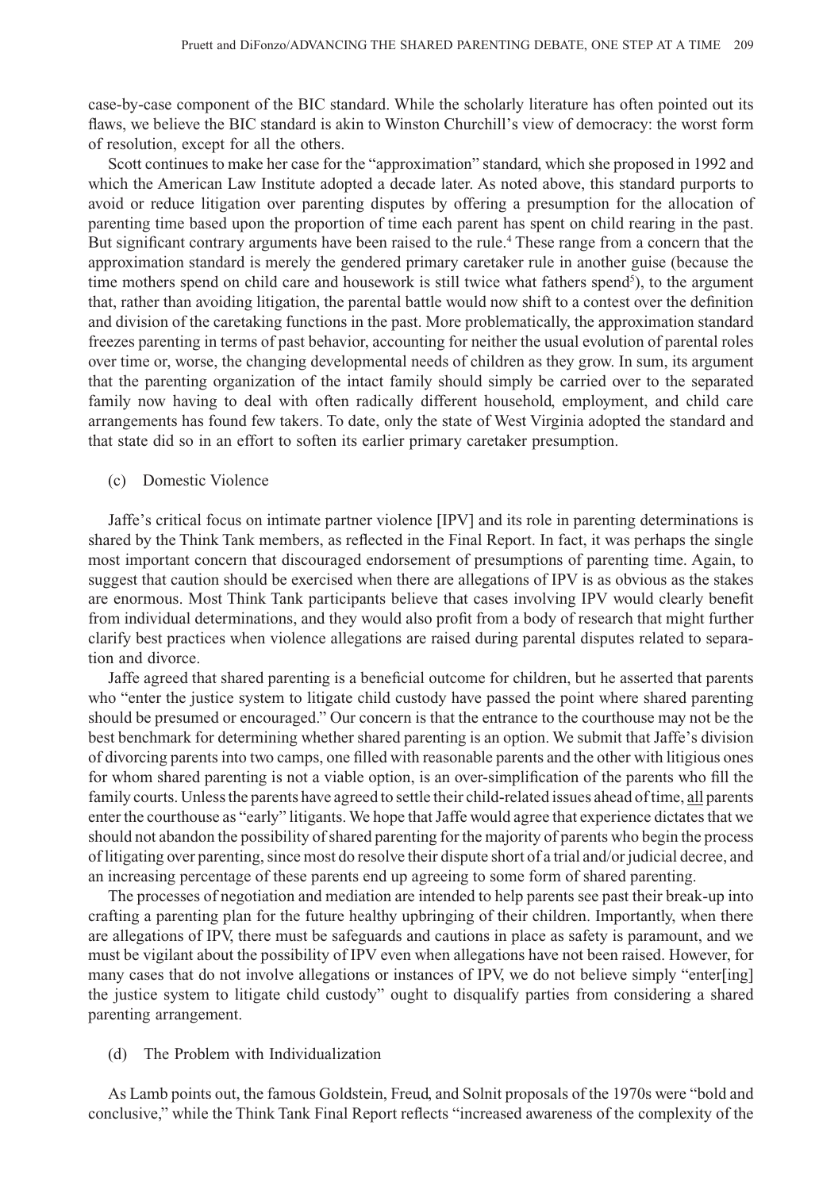case-by-case component of the BIC standard. While the scholarly literature has often pointed out its flaws, we believe the BIC standard is akin to Winston Churchill's view of democracy: the worst form of resolution, except for all the others.

Scott continues to make her case for the "approximation" standard, which she proposed in 1992 and which the American Law Institute adopted a decade later. As noted above, this standard purports to avoid or reduce litigation over parenting disputes by offering a presumption for the allocation of parenting time based upon the proportion of time each parent has spent on child rearing in the past. But significant contrary arguments have been raised to the rule.[4] These range from a concern that the approximation standard is merely the gendered primary caretaker rule in another guise (because the time mothers spend on child care and housework is still twice what fathers spend[5]), to the argument that, rather than avoiding litigation, the parental battle would now shift to a contest over the definition and division of the caretaking functions in the past. More problematically, the approximation standard freezes parenting in terms of past behavior, accounting for neither the usual evolution of parental roles over time or, worse, the changing developmental needs of children as they grow. In sum, its argument that the parenting organization of the intact family should simply be carried over to the separated family now having to deal with often radically different household, employment, and child care arrangements has found few takers. To date, only the state of West Virginia adopted the standard and that state did so in an effort to soften its earlier primary caretaker presumption.

(c) Domestic Violence

Jaffe's critical focus on intimate partner violence [IPV] and its role in parenting determinations is shared by the Think Tank members, as reflected in the Final Report. In fact, it was perhaps the single most important concern that discouraged endorsement of presumptions of parenting time. Again, to suggest that caution should be exercised when there are allegations of IPV is as obvious as the stakes are enormous. Most Think Tank participants believe that cases involving IPV would clearly benefit from individual determinations, and they would also profit from a body of research that might further clarify best practices when violence allegations are raised during parental disputes related to separation and divorce.

Jaffe agreed that shared parenting is a beneficial outcome for children, but he asserted that parents who "enter the justice system to litigate child custody have passed the point where shared parenting should be presumed or encouraged." Our concern is that the entrance to the courthouse may not be the best benchmark for determining whether shared parenting is an option. We submit that Jaffe's division of divorcing parents into two camps, one filled with reasonable parents and the other with litigious ones for whom shared parenting is not a viable option, is an over-simplification of the parents who fill the family courts. Unless the parents have agreed to settle their child-related issues ahead of time, <u>all</u> parents enter the courthouse as "early" litigants. We hope that Jaffe would agree that experience dictates that we should not abandon the possibility of shared parenting for the majority of parents who begin the process of litigating over parenting, since most do resolve their dispute short of a trial and/or judicial decree, and an increasing percentage of these parents end up agreeing to some form of shared parenting.

The processes of negotiation and mediation are intended to help parents see past their break-up into crafting a parenting plan for the future healthy upbringing of their children. Importantly, when there are allegations of IPV, there must be safeguards and cautions in place as safety is paramount, and we must be vigilant about the possibility of IPV even when allegations have not been raised. However, for many cases that do not involve allegations or instances of IPV, we do not believe simply "enter[ing] the justice system to litigate child custody" ought to disqualify parties from considering a shared parenting arrangement.

(d) The Problem with Individualization

As Lamb points out, the famous Goldstein, Freud, and Solnit proposals of the 1970s were "bold and conclusive," while the Think Tank Final Report reflects "increased awareness of the complexity of the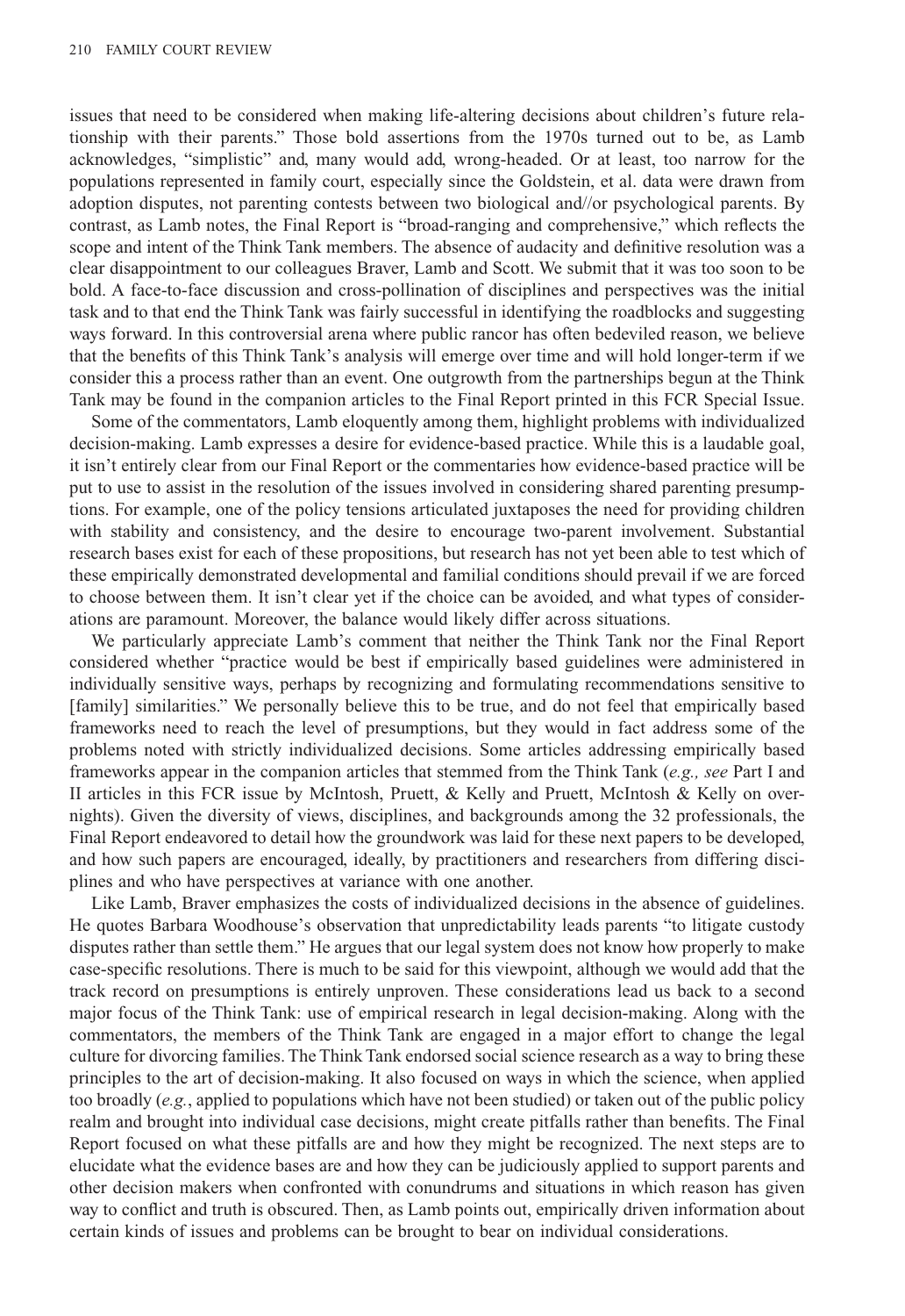issues that need to be considered when making life-altering decisions about children's future relationship with their parents." Those bold assertions from the 1970s turned out to be, as Lamb acknowledges, "simplistic" and, many would add, wrong-headed. Or at least, too narrow for the populations represented in family court, especially since the Goldstein, et al. data were drawn from adoption disputes, not parenting contests between two biological and//or psychological parents. By contrast, as Lamb notes, the Final Report is "broad-ranging and comprehensive," which reflects the scope and intent of the Think Tank members. The absence of audacity and definitive resolution was a clear disappointment to our colleagues Braver, Lamb and Scott. We submit that it was too soon to be bold. A face-to-face discussion and cross-pollination of disciplines and perspectives was the initial task and to that end the Think Tank was fairly successful in identifying the roadblocks and suggesting ways forward. In this controversial arena where public rancor has often bedeviled reason, we believe that the benefits of this Think Tank's analysis will emerge over time and will hold longer-term if we consider this a process rather than an event. One outgrowth from the partnerships begun at the Think Tank may be found in the companion articles to the Final Report printed in this FCR Special Issue.

Some of the commentators, Lamb eloquently among them, highlight problems with individualized decision-making. Lamb expresses a desire for evidence-based practice. While this is a laudable goal, it isn't entirely clear from our Final Report or the commentaries how evidence-based practice will be put to use to assist in the resolution of the issues involved in considering shared parenting presumptions. For example, one of the policy tensions articulated juxtaposes the need for providing children with stability and consistency, and the desire to encourage two-parent involvement. Substantial research bases exist for each of these propositions, but research has not yet been able to test which of these empirically demonstrated developmental and familial conditions should prevail if we are forced to choose between them. It isn't clear yet if the choice can be avoided, and what types of considerations are paramount. Moreover, the balance would likely differ across situations.

We particularly appreciate Lamb's comment that neither the Think Tank nor the Final Report considered whether "practice would be best if empirically based guidelines were administered in individually sensitive ways, perhaps by recognizing and formulating recommendations sensitive to [family] similarities." We personally believe this to be true, and do not feel that empirically based frameworks need to reach the level of presumptions, but they would in fact address some of the problems noted with strictly individualized decisions. Some articles addressing empirically based frameworks appear in the companion articles that stemmed from the Think Tank (*e.g., see* Part I and II articles in this FCR issue by McIntosh, Pruett, & Kelly and Pruett, McIntosh & Kelly on overnights). Given the diversity of views, disciplines, and backgrounds among the 32 professionals, the Final Report endeavored to detail how the groundwork was laid for these next papers to be developed, and how such papers are encouraged, ideally, by practitioners and researchers from differing disciplines and who have perspectives at variance with one another.

Like Lamb, Braver emphasizes the costs of individualized decisions in the absence of guidelines. He quotes Barbara Woodhouse's observation that unpredictability leads parents "to litigate custody disputes rather than settle them." He argues that our legal system does not know how properly to make case-specific resolutions. There is much to be said for this viewpoint, although we would add that the track record on presumptions is entirely unproven. These considerations lead us back to a second major focus of the Think Tank: use of empirical research in legal decision-making. Along with the commentators, the members of the Think Tank are engaged in a major effort to change the legal culture for divorcing families. The Think Tank endorsed social science research as a way to bring these principles to the art of decision-making. It also focused on ways in which the science, when applied too broadly (*e.g.*, applied to populations which have not been studied) or taken out of the public policy realm and brought into individual case decisions, might create pitfalls rather than benefits. The Final Report focused on what these pitfalls are and how they might be recognized. The next steps are to elucidate what the evidence bases are and how they can be judiciously applied to support parents and other decision makers when confronted with conundrums and situations in which reason has given way to conflict and truth is obscured. Then, as Lamb points out, empirically driven information about certain kinds of issues and problems can be brought to bear on individual considerations.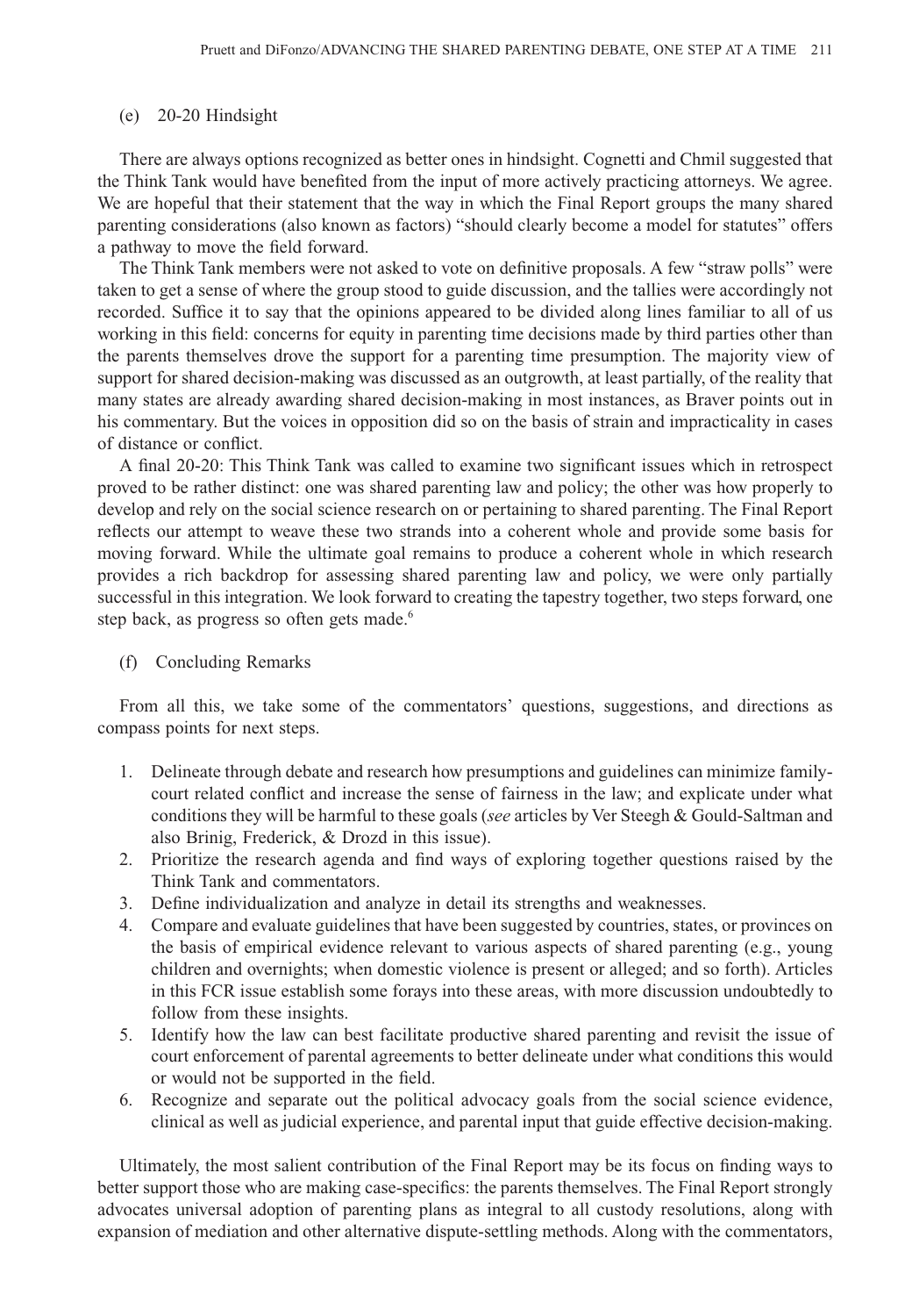### (e) 20-20 Hindsight

There are always options recognized as better ones in hindsight. Cognetti and Chmil suggested that the Think Tank would have benefited from the input of more actively practicing attorneys. We agree. We are hopeful that their statement that the way in which the Final Report groups the many shared parenting considerations (also known as factors) "should clearly become a model for statutes" offers a pathway to move the field forward.

The Think Tank members were not asked to vote on definitive proposals. A few "straw polls" were taken to get a sense of where the group stood to guide discussion, and the tallies were accordingly not recorded. Suffice it to say that the opinions appeared to be divided along lines familiar to all of us working in this field: concerns for equity in parenting time decisions made by third parties other than the parents themselves drove the support for a parenting time presumption. The majority view of support for shared decision-making was discussed as an outgrowth, at least partially, of the reality that many states are already awarding shared decision-making in most instances, as Braver points out in his commentary. But the voices in opposition did so on the basis of strain and impracticality in cases of distance or conflict.

A final 20-20: This Think Tank was called to examine two significant issues which in retrospect proved to be rather distinct: one was shared parenting law and policy; the other was how properly to develop and rely on the social science research on or pertaining to shared parenting. The Final Report reflects our attempt to weave these two strands into a coherent whole and provide some basis for moving forward. While the ultimate goal remains to produce a coherent whole in which research provides a rich backdrop for assessing shared parenting law and policy, we were only partially successful in this integration. We look forward to creating the tapestry together, two steps forward, one step back, as progress so often gets made.[6]

### (f) Concluding Remarks

From all this, we take some of the commentators' questions, suggestions, and directions as compass points for next steps.

1. Delineate through debate and research how presumptions and guidelines can minimize family-court related conflict and increase the sense of fairness in the law; and explicate under what conditions they will be harmful to these goals (*see* articles by Ver Steegh & Gould-Saltman and also Brinig, Frederick, & Drozd in this issue).
2. Prioritize the research agenda and find ways of exploring together questions raised by the Think Tank and commentators.
3. Define individualization and analyze in detail its strengths and weaknesses.
4. Compare and evaluate guidelines that have been suggested by countries, states, or provinces on the basis of empirical evidence relevant to various aspects of shared parenting (e.g., young children and overnights; when domestic violence is present or alleged; and so forth). Articles in this FCR issue establish some forays into these areas, with more discussion undoubtedly to follow from these insights.
5. Identify how the law can best facilitate productive shared parenting and revisit the issue of court enforcement of parental agreements to better delineate under what conditions this would or would not be supported in the field.
6. Recognize and separate out the political advocacy goals from the social science evidence, clinical as well as judicial experience, and parental input that guide effective decision-making.

Ultimately, the most salient contribution of the Final Report may be its focus on finding ways to better support those who are making case-specifics: the parents themselves. The Final Report strongly advocates universal adoption of parenting plans as integral to all custody resolutions, along with expansion of mediation and other alternative dispute-settling methods. Along with the commentators,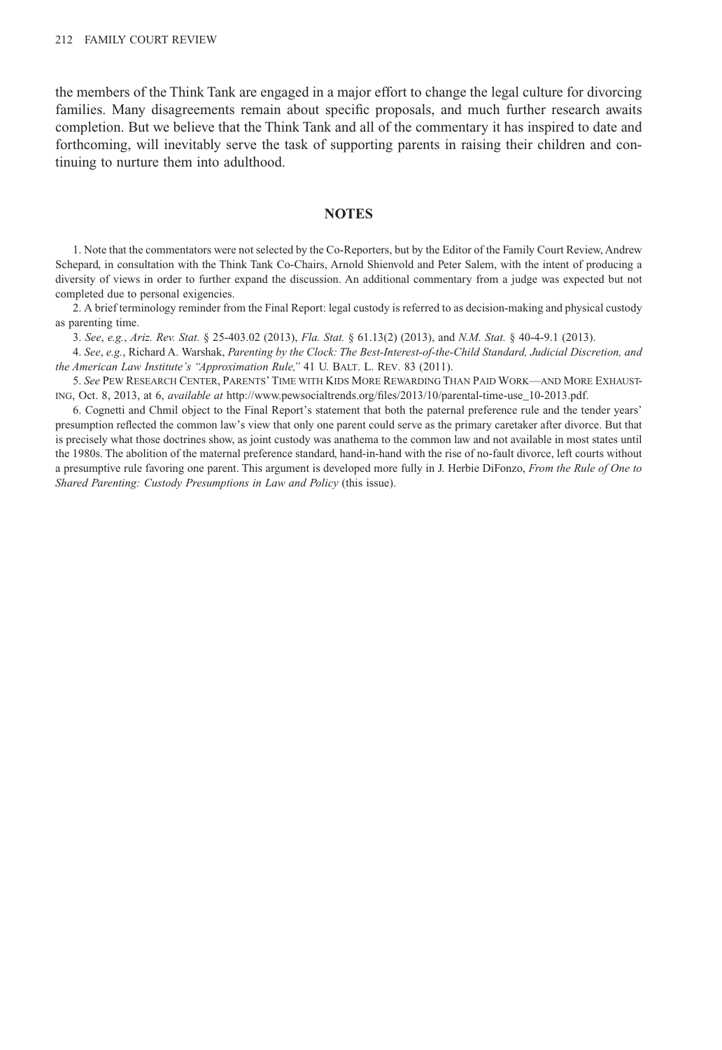the members of the Think Tank are engaged in a major effort to change the legal culture for divorcing families. Many disagreements remain about specific proposals, and much further research awaits completion. But we believe that the Think Tank and all of the commentary it has inspired to date and forthcoming, will inevitably serve the task of supporting parents in raising their children and continuing to nurture them into adulthood.

## NOTES

1. Note that the commentators were not selected by the Co-Reporters, but by the Editor of the Family Court Review, Andrew Schepard, in consultation with the Think Tank Co-Chairs, Arnold Shienvold and Peter Salem, with the intent of producing a diversity of views in order to further expand the discussion. An additional commentary from a judge was expected but not completed due to personal exigencies.

2. A brief terminology reminder from the Final Report: legal custody is referred to as decision-making and physical custody as parenting time.

3. *See*, *e.g.*, *Ariz. Rev. Stat.* § 25-403.02 (2013), *Fla. Stat.* § 61.13(2) (2013), and *N.M. Stat.* § 40-4-9.1 (2013).

4. *See*, *e.g.*, Richard A. Warshak, *Parenting by the Clock: The Best-Interest-of-the-Child Standard, Judicial Discretion, and the American Law Institute's "Approximation Rule,"* 41 U. BALT. L. REV. 83 (2011).

5. *See* PEW RESEARCH CENTER, PARENTS' TIME WITH KIDS MORE REWARDING THAN PAID WORK—AND MORE EXHAUSTING, Oct. 8, 2013, at 6, *available at* http://www.pewsocialtrends.org/files/2013/10/parental-time-use_10-2013.pdf.

6. Cognetti and Chmil object to the Final Report's statement that both the paternal preference rule and the tender years' presumption reflected the common law's view that only one parent could serve as the primary caretaker after divorce. But that is precisely what those doctrines show, as joint custody was anathema to the common law and not available in most states until the 1980s. The abolition of the maternal preference standard, hand-in-hand with the rise of no-fault divorce, left courts without a presumptive rule favoring one parent. This argument is developed more fully in J. Herbie DiFonzo, *From the Rule of One to Shared Parenting: Custody Presumptions in Law and Policy* (this issue).